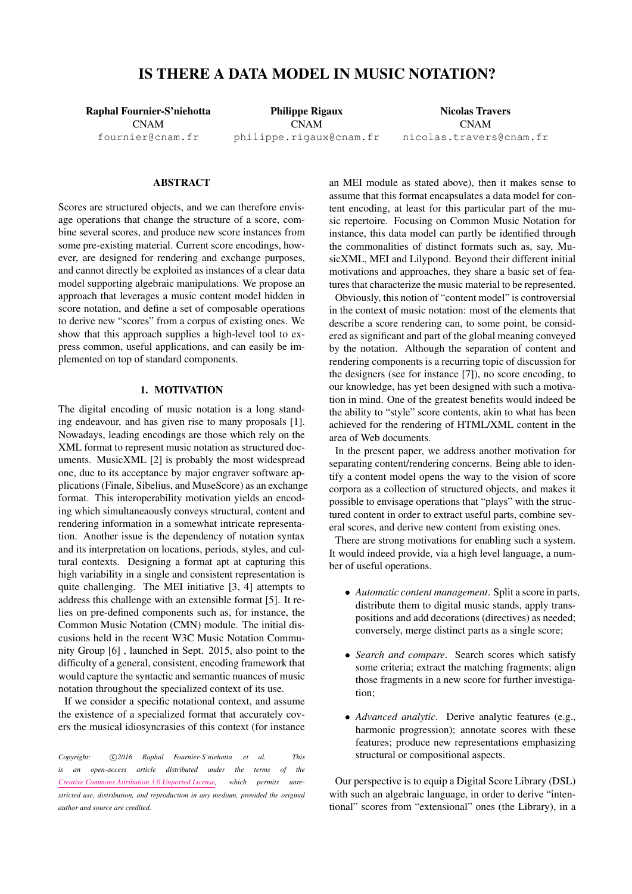# IS THERE A DATA MODEL IN MUSIC NOTATION?

**Raphal Fournier-S'niehotta**
CNAM
fournier@cnam.fr

**Philippe Rigaux**
CNAM
philippe.rigaux@cnam.fr

**Nicolas Travers**
CNAM
nicolas.travers@cnam.fr

## ABSTRACT

Scores are structured objects, and we can therefore envisage operations that change the structure of a score, combine several scores, and produce new score instances from some pre-existing material. Current score encodings, however, are designed for rendering and exchange purposes, and cannot directly be exploited as instances of a clear data model supporting algebraic manipulations. We propose an approach that leverages a music content model hidden in score notation, and define a set of composable operations to derive new "scores" from a corpus of existing ones. We show that this approach supplies a high-level tool to express common, useful applications, and can easily be implemented on top of standard components.

## 1. MOTIVATION

The digital encoding of music notation is a long standing endeavour, and has given rise to many proposals [1]. Nowadays, leading encodings are those which rely on the XML format to represent music notation as structured documents. MusicXML [2] is probably the most widespread one, due to its acceptance by major engraver software applications (Finale, Sibelius, and MuseScore) as an exchange format. This interoperability motivation yields an encoding which simultaneaously conveys structural, content and rendering information in a somewhat intricate representation. Another issue is the dependency of notation syntax and its interpretation on locations, periods, styles, and cultural contexts. Designing a format apt at capturing this high variability in a single and consistent representation is quite challenging. The MEI initiative [3, 4] attempts to address this challenge with an extensible format [5]. It relies on pre-defined components such as, for instance, the Common Music Notation (CMN) module. The initial discussions held in the recent W3C Music Notation Community Group [6] , launched in Sept. 2015, also point to the difficulty of a general, consistent, encoding framework that would capture the syntactic and semantic nuances of music notation throughout the specialized context of its use.

If we consider a specific notational context, and assume the existence of a specialized format that accurately covers the musical idiosyncracies of this context (for instance an MEI module as stated above), then it makes sense to assume that this format encapsulates a data model for content encoding, at least for this particular part of the music repertoire. Focusing on Common Music Notation for instance, this data model can partly be identified through the commonalities of distinct formats such as, say, MusicXML, MEI and Lilypond. Beyond their different initial motivations and approaches, they share a basic set of features that characterize the music material to be represented.

Obviously, this notion of "content model" is controversial in the context of music notation: most of the elements that describe a score rendering can, to some point, be considered as significant and part of the global meaning conveyed by the notation. Although the separation of content and rendering components is a recurring topic of discussion for the designers (see for instance [7]), no score encoding, to our knowledge, has yet been designed with such a motivation in mind. One of the greatest benefits would indeed be the ability to "style" score contents, akin to what has been achieved for the rendering of HTML/XML content in the area of Web documents.

In the present paper, we address another motivation for separating content/rendering concerns. Being able to identify a content model opens the way to the vision of score corpora as a collection of structured objects, and makes it possible to envisage operations that "plays" with the structured content in order to extract useful parts, combine several scores, and derive new content from existing ones.

There are strong motivations for enabling such a system. It would indeed provide, via a high level language, a number of useful operations.

- *Automatic content management*. Split a score in parts, distribute them to digital music stands, apply transpositions and add decorations (directives) as needed; conversely, merge distinct parts as a single score;
- *Search and compare*. Search scores which satisfy some criteria; extract the matching fragments; align those fragments in a new score for further investigation;
- *Advanced analytic*. Derive analytic features (e.g., harmonic progression); annotate scores with these features; produce new representations emphasizing structural or compositional aspects.

Our perspective is to equip a Digital Score Library (DSL) with such an algebraic language, in order to derive "intentional" scores from "extensional" ones (the Library), in a

*Copyright: ©2016 Raphal Fournier-S'niehotta et al. This is an open-access article distributed under the terms of the Creative Commons Attribution 3.0 Unported License, which permits unrestricted use, distribution, and reproduction in any medium, provided the original author and source are credited.*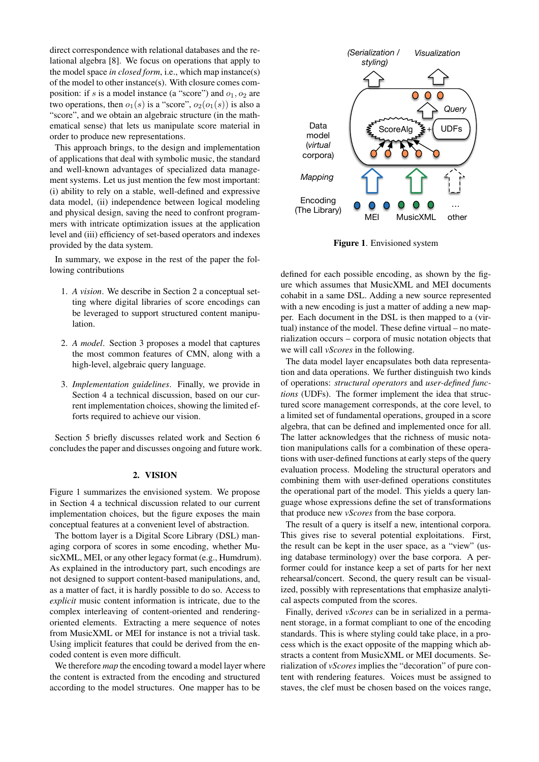direct correspondence with relational databases and the relational algebra [8]. We focus on operations that apply to the model space *in closed form*, i.e., which map instance(s) of the model to other instance(s). With closure comes composition: if $s$ is a model instance (a "score") and $o_1, o_2$ are two operations, then $o_1(s)$ is a "score", $o_2(o_1(s))$ is also a "score", and we obtain an algebraic structure (in the mathematical sense) that lets us manipulate score material in order to produce new representations.

This approach brings, to the design and implementation of applications that deal with symbolic music, the standard and well-known advantages of specialized data management systems. Let us just mention the few most important: (i) ability to rely on a stable, well-defined and expressive data model, (ii) independence between logical modeling and physical design, saving the need to confront programmers with intricate optimization issues at the application level and (iii) efficiency of set-based operators and indexes provided by the data system.

In summary, we expose in the rest of the paper the following contributions

1. *A vision*. We describe in Section 2 a conceptual setting where digital libraries of score encodings can be leveraged to support structured content manipulation.
2. *A model*. Section 3 proposes a model that captures the most common features of CMN, along with a high-level, algebraic query language.
3. *Implementation guidelines*. Finally, we provide in Section 4 a technical discussion, based on our current implementation choices, showing the limited efforts required to achieve our vision.

Section 5 briefly discusses related work and Section 6 concludes the paper and discusses ongoing and future work.

## 2. VISION

Figure 1 summarizes the envisioned system. We propose in Section 4 a technical discussion related to our current implementation choices, but the figure exposes the main conceptual features at a convenient level of abstraction.

The bottom layer is a Digital Score Library (DSL) managing corpora of scores in some encoding, whether MusicXML, MEI, or any other legacy format (e.g., Humdrum). As explained in the introductory part, such encodings are not designed to support content-based manipulations, and, as a matter of fact, it is hardly possible to do so. Access to *explicit* music content information is intricate, due to the complex interleaving of content-oriented and rendering-oriented elements. Extracting a mere sequence of notes from MusicXML or MEI for instance is not a trivial task. Using implicit features that could be derived from the encoded content is even more difficult.

We therefore *map* the encoding toward a model layer where the content is extracted from the encoding and structured according to the model structures. One mapper has to be defined for each possible encoding, as shown by the figure which assumes that MusicXML and MEI documents cohabit in a same DSL. Adding a new source represented with a new encoding is just a matter of adding a new mapper. Each document in the DSL is then mapped to a (virtual) instance of the model. These define virtual – no materialization occurs – corpora of music notation objects that we will call *vScores* in the following.

(Serialization / styling) Visualization Query Data model (*virtual* corpora) ScoreAlg + UDFs Mapping Encoding (The Library) MEI MusicXML ... other

**Figure 1**. Envisioned system

The data model layer encapsulates both data representation and data operations. We further distinguish two kinds of operations: *structural operators* and *user-defined functions* (UDFs). The former implement the idea that structured score management corresponds, at the core level, to a limited set of fundamental operations, grouped in a score algebra, that can be defined and implemented once for all. The latter acknowledges that the richness of music notation manipulations calls for a combination of these operations with user-defined functions at early steps of the query evaluation process. Modeling the structural operators and combining them with user-defined operations constitutes the operational part of the model. This yields a query language whose expressions define the set of transformations that produce new *vScores* from the base corpora.

The result of a query is itself a new, intentional corpora. This gives rise to several potential exploitations. First, the result can be kept in the user space, as a "view" (using database terminology) over the base corpora. A performer could for instance keep a set of parts for her next rehearsal/concert. Second, the query result can be visualized, possibly with representations that emphasize analytical aspects computed from the scores.

Finally, derived *vScores* can be in serialized in a permanent storage, in a format compliant to one of the encoding standards. This is where styling could take place, in a process which is the exact opposite of the mapping which abstracts a content from MusicXML or MEI documents. Serialization of *vScores* implies the "decoration" of pure content with rendering features. Voices must be assigned to staves, the clef must be chosen based on the voices range,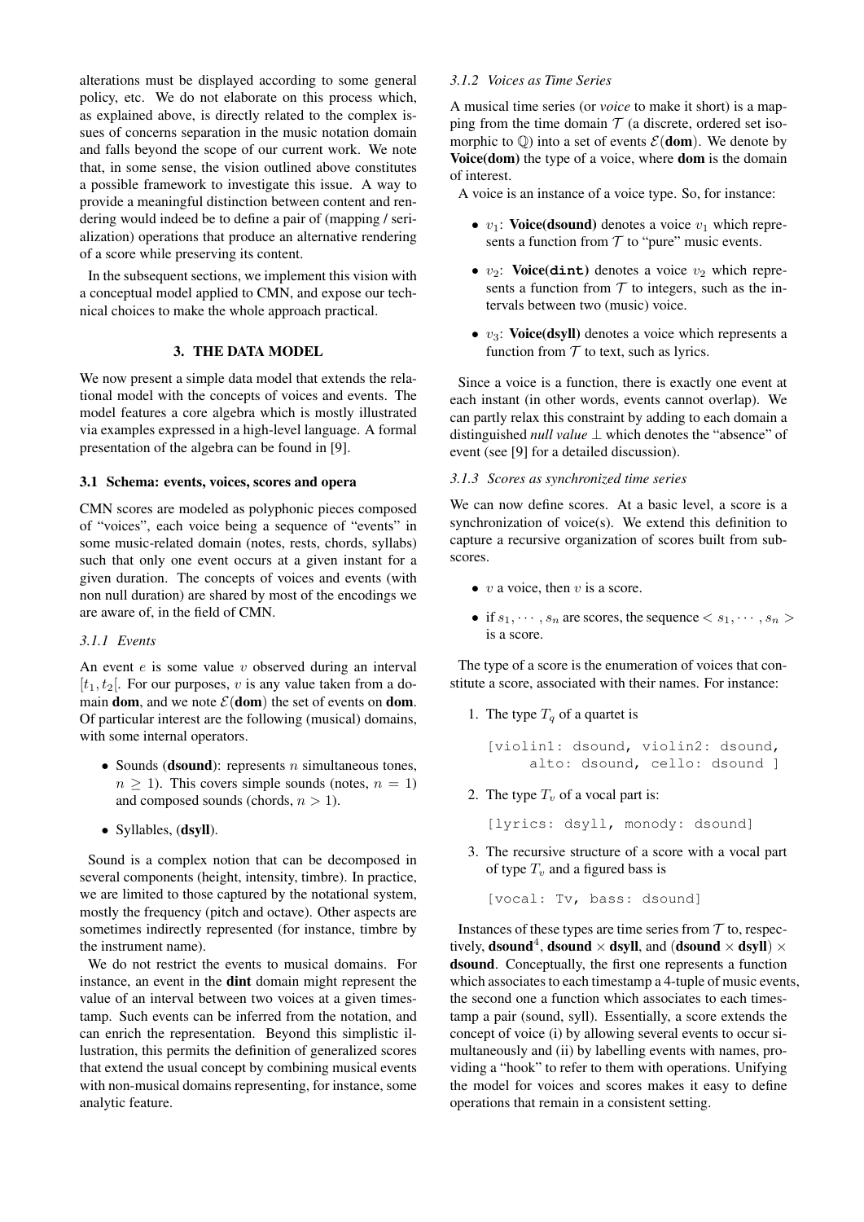alterations must be displayed according to some general policy, etc. We do not elaborate on this process which, as explained above, is directly related to the complex issues of concerns separation in the music notation domain and falls beyond the scope of our current work. We note that, in some sense, the vision outlined above constitutes a possible framework to investigate this issue. A way to provide a meaningful distinction between content and rendering would indeed be to define a pair of (mapping / serialization) operations that produce an alternative rendering of a score while preserving its content.

In the subsequent sections, we implement this vision with a conceptual model applied to CMN, and expose our technical choices to make the whole approach practical.

## 3. THE DATA MODEL

We now present a simple data model that extends the relational model with the concepts of voices and events. The model features a core algebra which is mostly illustrated via examples expressed in a high-level language. A formal presentation of the algebra can be found in [9].

### 3.1 Schema: events, voices, scores and opera

CMN scores are modeled as polyphonic pieces composed of "voices", each voice being a sequence of "events" in some music-related domain (notes, rests, chords, syllabs) such that only one event occurs at a given instant for a given duration. The concepts of voices and events (with non null duration) are shared by most of the encodings we are aware of, in the field of CMN.

#### *3.1.1 Events*

An event $e$ is some value $v$ observed during an interval $[t_1, t_2[$. For our purposes, $v$ is any value taken from a domain **dom**, and we note $\mathcal{E}(\textbf{dom})$ the set of events on **dom**. Of particular interest are the following (musical) domains, with some internal operators.

- Sounds (**dsound**): represents $n$ simultaneous tones, $n \geq 1$). This covers simple sounds (notes, $n = 1$) and composed sounds (chords, $n > 1$).
- Syllables, (**dsyll**).

Sound is a complex notion that can be decomposed in several components (height, intensity, timbre). In practice, we are limited to those captured by the notational system, mostly the frequency (pitch and octave). Other aspects are sometimes indirectly represented (for instance, timbre by the instrument name).

We do not restrict the events to musical domains. For instance, an event in the **dint** domain might represent the value of an interval between two voices at a given timestamp. Such events can be inferred from the notation, and can enrich the representation. Beyond this simplistic illustration, this permits the definition of generalized scores that extend the usual concept by combining musical events with non-musical domains representing, for instance, some analytic feature.

#### *3.1.2 Voices as Time Series*

A musical time series (or *voice* to make it short) is a mapping from the time domain $\mathcal{T}$ (a discrete, ordered set isomorphic to $\mathbb{Q}$) into a set of events $\mathcal{E}(\textbf{dom})$. We denote by **Voice(dom)** the type of a voice, where **dom** is the domain of interest.

A voice is an instance of a voice type. So, for instance:

- $v_1$: **Voice(dsound)** denotes a voice $v_1$ which represents a function from $\mathcal{T}$ to "pure" music events.
- $v_2$: **Voice(dint)** denotes a voice $v_2$ which represents a function from $\mathcal{T}$ to integers, such as the intervals between two (music) voice.
- $v_3$: **Voice(dsyll)** denotes a voice which represents a function from $\mathcal{T}$ to text, such as lyrics.

Since a voice is a function, there is exactly one event at each instant (in other words, events cannot overlap). We can partly relax this constraint by adding to each domain a distinguished *null value* $\perp$ which denotes the "absence" of event (see [9] for a detailed discussion).

#### *3.1.3 Scores as synchronized time series*

We can now define scores. At a basic level, a score is a synchronization of voice(s). We extend this definition to capture a recursive organization of scores built from subscores.

- $v$ a voice, then $v$ is a score.
- if $s_1, \cdots, s_n$ are scores, the sequence $< s_1, \cdots, s_n >$ is a score.

The type of a score is the enumeration of voices that constitute a score, associated with their names. For instance:

1. The type $T_q$ of a quartet is

```
[violin1: dsound, violin2: dsound,
     alto: dsound, cello: dsound ]
```

2. The type $T_v$ of a vocal part is:

```
[lyrics: dsyll, monody: dsound]
```

3. The recursive structure of a score with a vocal part of type $T_v$ and a figured bass is

```
[vocal: Tv, bass: dsound]
```

Instances of these types are time series from $\mathcal{T}$ to, respectively, $\textbf{dsound}^4$, **dsound** $\times$ **dsyll**, and (**dsound** $\times$ **dsyll**) $\times$ **dsound**. Conceptually, the first one represents a function which associates to each timestamp a 4-tuple of music events, the second one a function which associates to each timestamp a pair (sound, syll). Essentially, a score extends the concept of voice (i) by allowing several events to occur simultaneously and (ii) by labelling events with names, providing a "hook" to refer to them with operations. Unifying the model for voices and scores makes it easy to define operations that remain in a consistent setting.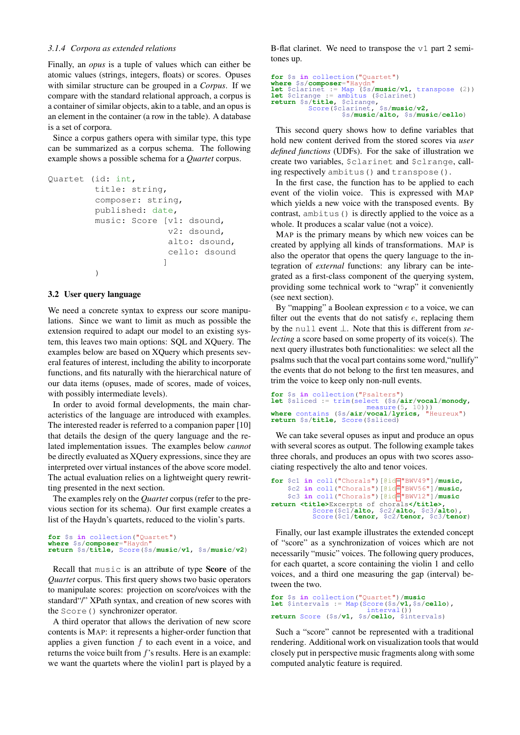#### 3.1.4 Corpora as extended relations

Finally, an *opus* is a tuple of values which can either be atomic values (strings, integers, floats) or scores. Opuses with similar structure can be grouped in a *Corpus*. If we compare with the standard relational approach, a corpus is a container of similar objects, akin to a table, and an opus is an element in the container (a row in the table). A database is a set of corpora.

Since a corpus gathers opera with similar type, this type can be summarized as a corpus schema. The following example shows a possible schema for a *Quartet* corpus.

```
Quartet (id: int,
         title: string,
         composer: string,
         published: date,
         music: Score [v1: dsound,
                       v2: dsound,
                       alto: dsound,
                       cello: dsound
                      ]
         )
```

### 3.2 User query language

We need a concrete syntax to express our score manipulations. Since we want to limit as much as possible the extension required to adapt our model to an existing system, this leaves two main options: SQL and XQuery. The examples below are based on XQuery which presents several features of interest, including the ability to incorporate functions, and fits naturally with the hierarchical nature of our data items (opuses, made of scores, made of voices, with possibly intermediate levels).

In order to avoid formal developments, the main characteristics of the language are introduced with examples. The interested reader is referred to a companion paper [10] that details the design of the query language and the related implementation issues. The examples below *cannot* be directly evaluated as XQuery expressions, since they are interpreted over virtual instances of the above score model. The actual evaluation relies on a lightweight query rewritting presented in the next section.

The examples rely on the *Quartet* corpus (refer to the previous section for its schema). Our first example creates a list of the Haydn's quartets, reduced to the violin's parts.

```
for $s in collection("Quartet")
where $s/composer="Haydn"
return $s/title, Score($s/music/v1, $s/music/v2)
```

Recall that `music` is an attribute of type **Score** of the *Quartet* corpus. This first query shows two basic operators to manipulate scores: projection on score/voices with the standard"/" XPath syntax, and creation of new scores with the `Score()` synchronizer operator.

A third operator that allows the derivation of new score contents is: MAP: it represents a higher-order function that applies a given function $f$ to each event in a voice, and returns the voice built from $f$'s results. Here is an example: we want the quartets where the violin1 part is played by a B-flat clarinet. We need to transpose the `v1` part 2 semitones up.

```
for $s in collection("Quartet")
where $s/composer="Haydn"
let $clarinet := Map ($s/music/v1, transpose (2))
let $clrange := ambitus ($clarinet)
return $s/title, $clrange,
         Score($clarinet, $s/music/v2,
               $s/music/alto, $s/music/cello)
```

This second query shows how to define variables that hold new content derived from the stored scores via *user defined functions* (UDFs). For the sake of illustration we create two variables, `$clarinet` and `$clrange`, calling respectively `ambitus()` and `transpose()`.

In the first case, the function has to be applied to each event of the violin voice. This is expressed with MAP which yields a new voice with the transposed events. By contrast, `ambitus()` is directly applied to the voice as a whole. It produces a scalar value (not a voice).

MAP is the primary means by which new voices can be created by applying all kinds of transformations. MAP is also the operator that opens the query language to the integration of *external* functions: any library can be integrated as a first-class component of the querying system, providing some technical work to "wrap" it conveniently (see next section).

By "mapping" a Boolean expression $e$ to a voice, we can filter out the events that do not satisfy $e$, replacing them by the `null` event $\perp$. Note that this is different from *selecting* a score based on some property of its voice(s). The next query illustrates both functionalities: we select all the psalms such that the vocal part contains some word,"nullify" the events that do not belong to the first ten measures, and trim the voice to keep only non-null events.

```
for $s in collection("Psalters")
let $sliced := trim(select ($s/air/vocal/monody,
                     measure(5, 10)))
where contains ($s/air/vocal/lyrics, "Heureux")
return $s/title, Score($sliced)
```

We can take several opuses as input and produce an opus with several scores as output. The following example takes three chorals, and produces an opus with two scores associating respectively the alto and tenor voices.

```
for $c1 in coll("Chorals")[@id="BWV49"]/music,
    $c2 in coll("Chorals")[@id="BWV56"]/music,
    $c3 in coll("Chorals")[@id="BWV12"]/music
return <title>Excerpts of chorals</title>,
          Score($c1/alto, $c2/alto, $c3/alto),
          Score($c1/tenor, $c2/tenor, $c3/tenor)
```

Finally, our last example illustrates the extended concept of "score" as a synchronization of voices which are not necessarily "music" voices. The following query produces, for each quartet, a score containing the violin 1 and cello voices, and a third one measuring the gap (interval) between the two.

```
for $s in collection("Quartet")/music
let $intervals := Map(Score($s/v1,$s/cello),
                      interval())
return Score ($s/v1, $s/cello, $intervals)
```

Such a "score" cannot be represented with a traditional rendering. Additional work on visualization tools that would closely put in perspective music fragments along with some computed analytic feature is required.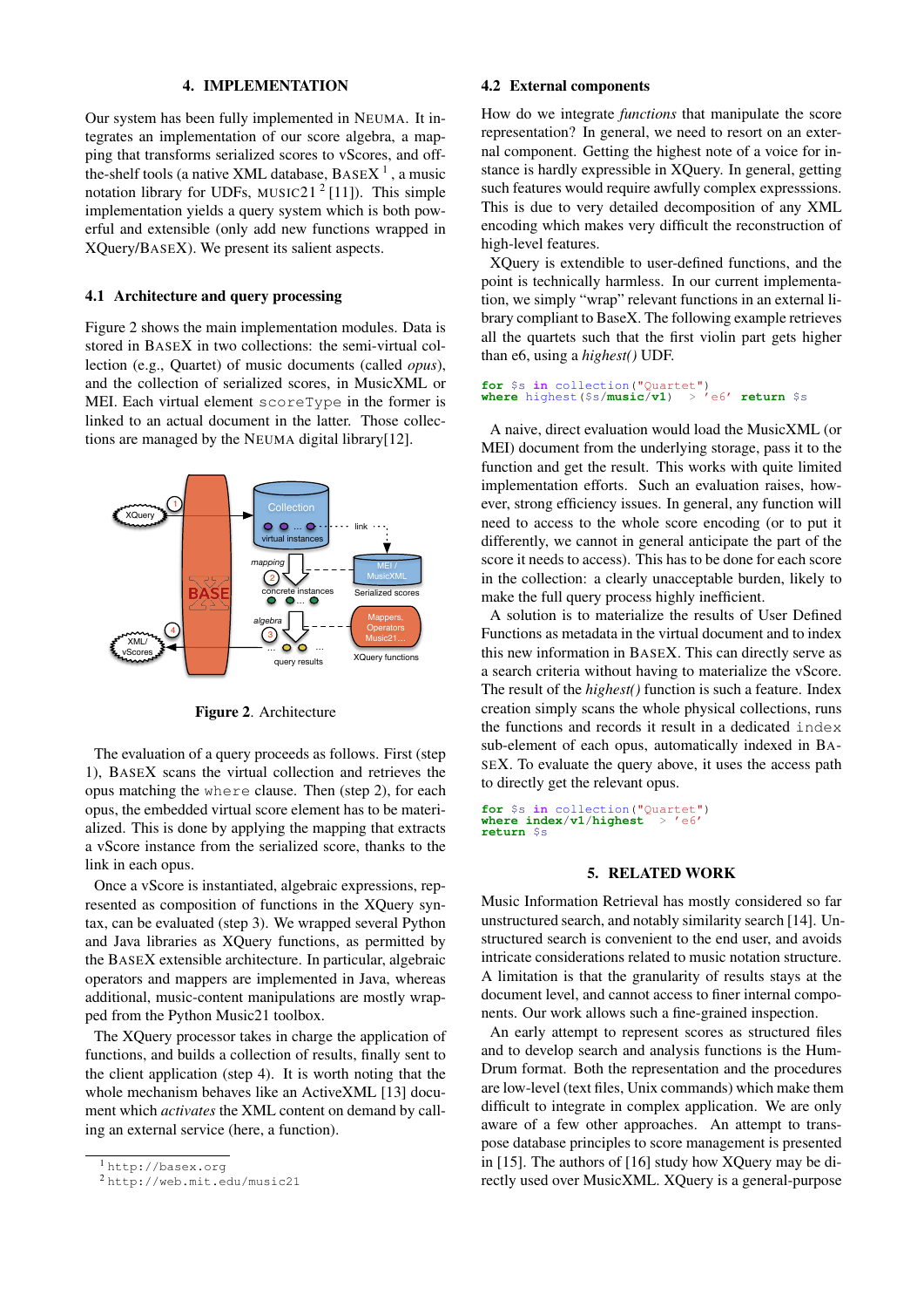## 4. IMPLEMENTATION

Our system has been fully implemented in NEUMA. It integrates an implementation of our score algebra, a mapping that transforms serialized scores to vScores, and off-the-shelf tools (a native XML database, BASEX [1], a music notation library for UDFs, MUSIC21 [2] [11]). This simple implementation yields a query system which is both powerful and extensible (only add new functions wrapped in XQuery/BASEX). We present its salient aspects.

### 4.1 Architecture and query processing

Figure 2 shows the main implementation modules. Data is stored in BASEX in two collections: the semi-virtual collection (e.g., Quartet) of music documents (called *opus*), and the collection of serialized scores, in MusicXML or MEI. Each virtual element `scoreType` in the former is linked to an actual document in the latter. Those collections are managed by the NEUMA digital library[12].

**Figure 2**. Architecture

The evaluation of a query proceeds as follows. First (step 1), BASEX scans the virtual collection and retrieves the opus matching the `where` clause. Then (step 2), for each opus, the embedded virtual score element has to be materialized. This is done by applying the mapping that extracts a vScore instance from the serialized score, thanks to the link in each opus.

Once a vScore is instantiated, algebraic expressions, represented as composition of functions in the XQuery syntax, can be evaluated (step 3). We wrapped several Python and Java libraries as XQuery functions, as permitted by the BASEX extensible architecture. In particular, algebraic operators and mappers are implemented in Java, whereas additional, music-content manipulations are mostly wrapped from the Python Music21 toolbox.

The XQuery processor takes in charge the application of functions, and builds a collection of results, finally sent to the client application (step 4). It is worth noting that the whole mechanism behaves like an ActiveXML [13] document which *activates* the XML content on demand by calling an external service (here, a function).

[1] http://basex.org

[2] http://web.mit.edu/music21

### 4.2 External components

How do we integrate *functions* that manipulate the score representation? In general, we need to resort on an external component. Getting the highest note of a voice for instance is hardly expressible in XQuery. In general, getting such features would require awfully complex expresssions. This is due to very detailed decomposition of any XML encoding which makes very difficult the reconstruction of high-level features.

XQuery is extendible to user-defined functions, and the point is technically harmless. In our current implementation, we simply "wrap" relevant functions in an external library compliant to BaseX. The following example retrieves all the quartets such that the first violin part gets higher than e6, using a *highest()* UDF.

```
for $s in collection("Quartet")
where highest($s/music/v1)  > 'e6' return $s
```

A naive, direct evaluation would load the MusicXML (or MEI) document from the underlying storage, pass it to the function and get the result. This works with quite limited implementation efforts. Such an evaluation raises, however, strong efficiency issues. In general, any function will need to access to the whole score encoding (or to put it differently, we cannot in general anticipate the part of the score it needs to access). This has to be done for each score in the collection: a clearly unacceptable burden, likely to make the full query process highly inefficient.

A solution is to materialize the results of User Defined Functions as metadata in the virtual document and to index this new information in BASEX. This can directly serve as a search criteria without having to materialize the vScore. The result of the *highest()* function is such a feature. Index creation simply scans the whole physical collections, runs the functions and records it result in a dedicated `index` sub-element of each opus, automatically indexed in BASEX. To evaluate the query above, it uses the access path to directly get the relevant opus.

```
for $s in collection("Quartet")
where index/v1/highest  > 'e6'
return $s
```

## 5. RELATED WORK

Music Information Retrieval has mostly considered so far unstructured search, and notably similarity search [14]. Unstructured search is convenient to the end user, and avoids intricate considerations related to music notation structure. A limitation is that the granularity of results stays at the document level, and cannot access to finer internal components. Our work allows such a fine-grained inspection.

An early attempt to represent scores as structured files and to develop search and analysis functions is the HumDrum format. Both the representation and the procedures are low-level (text files, Unix commands) which make them difficult to integrate in complex application. We are only aware of a few other approaches. An attempt to transpose database principles to score management is presented in [15]. The authors of [16] study how XQuery may be directly used over MusicXML. XQuery is a general-purpose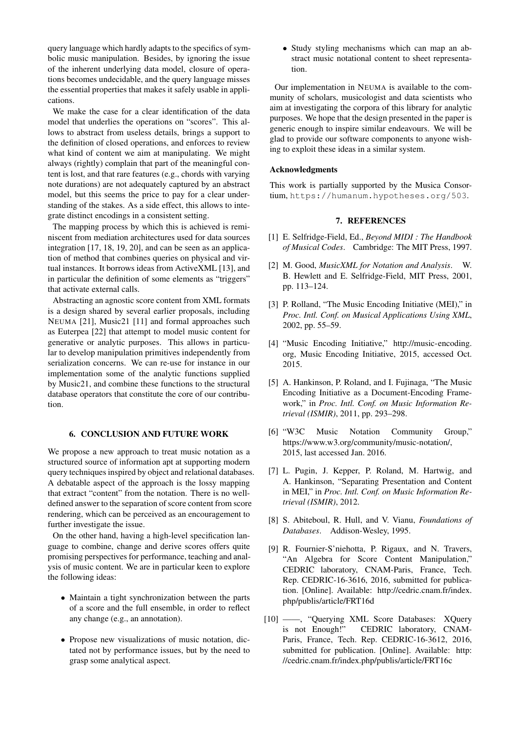query language which hardly adapts to the specifics of symbolic music manipulation. Besides, by ignoring the issue of the inherent underlying data model, closure of operations becomes undecidable, and the query language misses the essential properties that makes it safely usable in applications.

We make the case for a clear identification of the data model that underlies the operations on "scores". This allows to abstract from useless details, brings a support to the definition of closed operations, and enforces to review what kind of content we aim at manipulating. We might always (rightly) complain that part of the meaningful content is lost, and that rare features (e.g., chords with varying note durations) are not adequately captured by an abstract model, but this seems the price to pay for a clear understanding of the stakes. As a side effect, this allows to integrate distinct encodings in a consistent setting.

The mapping process by which this is achieved is reminiscent from mediation architectures used for data sources integration [17, 18, 19, 20], and can be seen as an application of method that combines queries on physical and virtual instances. It borrows ideas from ActiveXML [13], and in particular the definition of some elements as "triggers" that activate external calls.

Abstracting an agnostic score content from XML formats is a design shared by several earlier proposals, including NEUMA [21], Music21 [11] and formal approaches such as Euterpea [22] that attempt to model music content for generative or analytic purposes. This allows in particular to develop manipulation primitives independently from serialization concerns. We can re-use for instance in our implementation some of the analytic functions supplied by Music21, and combine these functions to the structural database operators that constitute the core of our contribution.

## 6. CONCLUSION AND FUTURE WORK

We propose a new approach to treat music notation as a structured source of information apt at supporting modern query techniques inspired by object and relational databases. A debatable aspect of the approach is the lossy mapping that extract "content" from the notation. There is no well-defined answer to the separation of score content from score rendering, which can be perceived as an encouragement to further investigate the issue.

On the other hand, having a high-level specification language to combine, change and derive scores offers quite promising perspectives for performance, teaching and analysis of music content. We are in particular keen to explore the following ideas:

- Maintain a tight synchronization between the parts of a score and the full ensemble, in order to reflect any change (e.g., an annotation).
- Propose new visualizations of music notation, dictated not by performance issues, but by the need to grasp some analytical aspect.
- Study styling mechanisms which can map an abstract music notational content to sheet representation.

Our implementation in NEUMA is available to the community of scholars, musicologist and data scientists who aim at investigating the corpora of this library for analytic purposes. We hope that the design presented in the paper is generic enough to inspire similar endeavours. We will be glad to provide our software components to anyone wishing to exploit these ideas in a similar system.

### Acknowledgments

This work is partially supported by the Musica Consortium, `https://humanum.hypotheses.org/503`.

## 7. REFERENCES

[1] E. Selfridge-Field, Ed., *Beyond MIDI : The Handbook of Musical Codes*. Cambridge: The MIT Press, 1997.

[2] M. Good, *MusicXML for Notation and Analysis*. W. B. Hewlett and E. Selfridge-Field, MIT Press, 2001, pp. 113–124.

[3] P. Rolland, "The Music Encoding Initiative (MEI)," in *Proc. Intl. Conf. on Musical Applications Using XML*, 2002, pp. 55–59.

[4] "Music Encoding Initiative," http://music-encoding.org, Music Encoding Initiative, 2015, accessed Oct. 2015.

[5] A. Hankinson, P. Roland, and I. Fujinaga, "The Music Encoding Initiative as a Document-Encoding Framework," in *Proc. Intl. Conf. on Music Information Retrieval (ISMIR)*, 2011, pp. 293–298.

[6] "W3C Music Notation Community Group," https://www.w3.org/community/music-notation/, 2015, last accessed Jan. 2016.

[7] L. Pugin, J. Kepper, P. Roland, M. Hartwig, and A. Hankinson, "Separating Presentation and Content in MEI," in *Proc. Intl. Conf. on Music Information Retrieval (ISMIR)*, 2012.

[8] S. Abiteboul, R. Hull, and V. Vianu, *Foundations of Databases*. Addison-Wesley, 1995.

[9] R. Fournier-S'niehotta, P. Rigaux, and N. Travers, "An Algebra for Score Content Manipulation," CEDRIC laboratory, CNAM-Paris, France, Tech. Rep. CEDRIC-16-3616, 2016, submitted for publication. [Online]. Available: http://cedric.cnam.fr/index.php/publis/article/FRT16d

[10] ——, "Querying XML Score Databases: XQuery is not Enough!" CEDRIC laboratory, CNAM-Paris, France, Tech. Rep. CEDRIC-16-3612, 2016, submitted for publication. [Online]. Available: http://cedric.cnam.fr/index.php/publis/article/FRT16c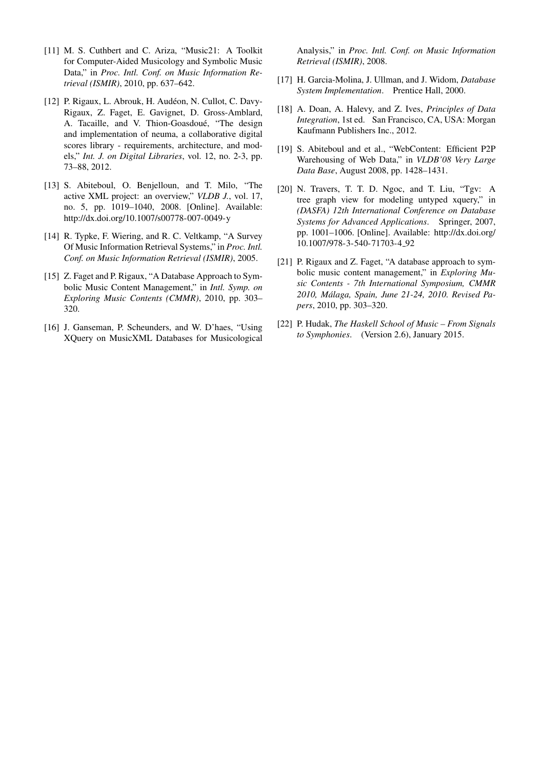[11] M. S. Cuthbert and C. Ariza, "Music21: A Toolkit for Computer-Aided Musicology and Symbolic Music Data," in *Proc. Intl. Conf. on Music Information Retrieval (ISMIR)*, 2010, pp. 637–642.

[12] P. Rigaux, L. Abrouk, H. Audéon, N. Cullot, C. Davy-Rigaux, Z. Faget, E. Gavignet, D. Gross-Amblard, A. Tacaille, and V. Thion-Goasdoué, "The design and implementation of neuma, a collaborative digital scores library - requirements, architecture, and models," *Int. J. on Digital Libraries*, vol. 12, no. 2-3, pp. 73–88, 2012.

[13] S. Abiteboul, O. Benjelloun, and T. Milo, "The active XML project: an overview," *VLDB J.*, vol. 17, no. 5, pp. 1019–1040, 2008. [Online]. Available: http://dx.doi.org/10.1007/s00778-007-0049-y

[14] R. Typke, F. Wiering, and R. C. Veltkamp, "A Survey Of Music Information Retrieval Systems," in *Proc. Intl. Conf. on Music Information Retrieval (ISMIR)*, 2005.

[15] Z. Faget and P. Rigaux, "A Database Approach to Symbolic Music Content Management," in *Intl. Symp. on Exploring Music Contents (CMMR)*, 2010, pp. 303–320.

[16] J. Ganseman, P. Scheunders, and W. D'haes, "Using XQuery on MusicXML Databases for Musicological Analysis," in *Proc. Intl. Conf. on Music Information Retrieval (ISMIR)*, 2008.

[17] H. Garcia-Molina, J. Ullman, and J. Widom, *Database System Implementation*. Prentice Hall, 2000.

[18] A. Doan, A. Halevy, and Z. Ives, *Principles of Data Integration*, 1st ed. San Francisco, CA, USA: Morgan Kaufmann Publishers Inc., 2012.

[19] S. Abiteboul and et al., "WebContent: Efficient P2P Warehousing of Web Data," in *VLDB'08 Very Large Data Base*, August 2008, pp. 1428–1431.

[20] N. Travers, T. T. D. Ngoc, and T. Liu, "Tgv: A tree graph view for modeling untyped xquery," in *(DASFA) 12th International Conference on Database Systems for Advanced Applications*. Springer, 2007, pp. 1001–1006. [Online]. Available: http://dx.doi.org/10.1007/978-3-540-71703-4_92

[21] P. Rigaux and Z. Faget, "A database approach to symbolic music content management," in *Exploring Music Contents - 7th International Symposium, CMMR 2010, Málaga, Spain, June 21-24, 2010. Revised Papers*, 2010, pp. 303–320.

[22] P. Hudak, *The Haskell School of Music – From Signals to Symphonies*. (Version 2.6), January 2015.